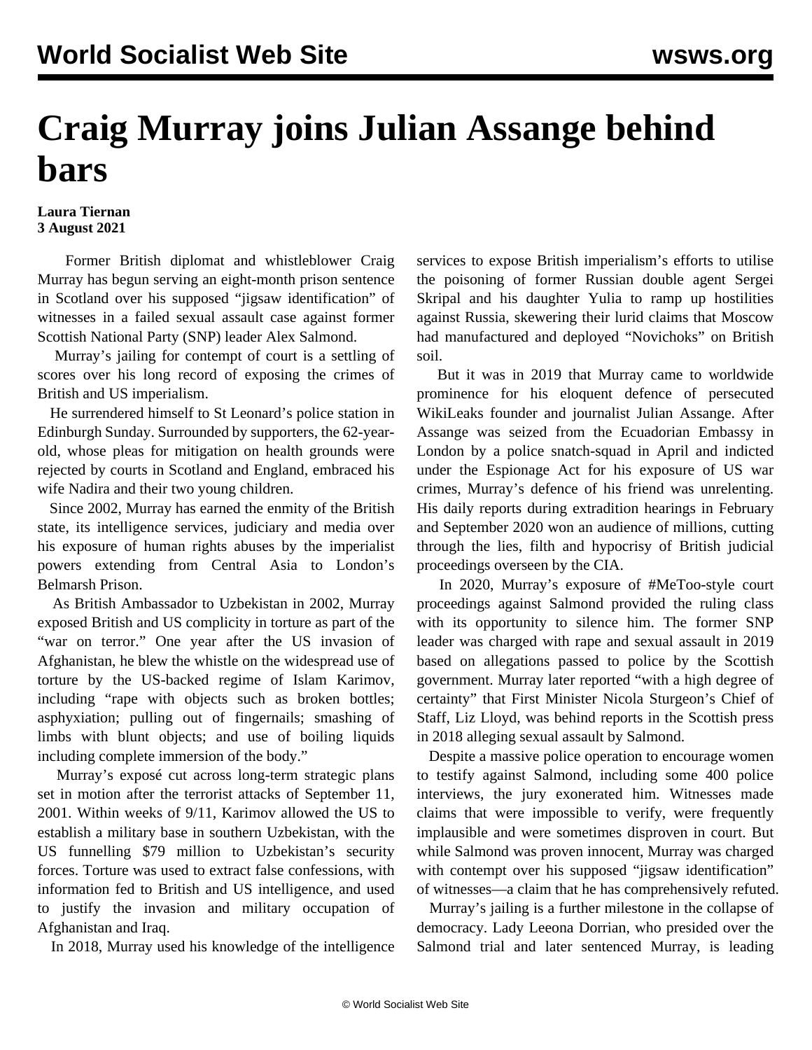# Craig Murray joins Julian Assange behind bars

**Laura Tiernan**
**3 August 2021**

Former British diplomat and whistleblower Craig Murray has begun serving an eight-month prison sentence in Scotland over his supposed "jigsaw identification" of witnesses in a failed sexual assault case against former Scottish National Party (SNP) leader Alex Salmond.

Murray's jailing for contempt of court is a settling of scores over his long record of exposing the crimes of British and US imperialism.

He surrendered himself to St Leonard's police station in Edinburgh Sunday. Surrounded by supporters, the 62-year-old, whose pleas for mitigation on health grounds were rejected by courts in Scotland and England, embraced his wife Nadira and their two young children.

Since 2002, Murray has earned the enmity of the British state, its intelligence services, judiciary and media over his exposure of human rights abuses by the imperialist powers extending from Central Asia to London's Belmarsh Prison.

As British Ambassador to Uzbekistan in 2002, Murray exposed British and US complicity in torture as part of the "war on terror." One year after the US invasion of Afghanistan, he blew the whistle on the widespread use of torture by the US-backed regime of Islam Karimov, including "rape with objects such as broken bottles; asphyxiation; pulling out of fingernails; smashing of limbs with blunt objects; and use of boiling liquids including complete immersion of the body."

Murray's exposé cut across long-term strategic plans set in motion after the terrorist attacks of September 11, 2001. Within weeks of 9/11, Karimov allowed the US to establish a military base in southern Uzbekistan, with the US funnelling $79 million to Uzbekistan's security forces. Torture was used to extract false confessions, with information fed to British and US intelligence, and used to justify the invasion and military occupation of Afghanistan and Iraq.

In 2018, Murray used his knowledge of the intelligence services to expose British imperialism's efforts to utilise the poisoning of former Russian double agent Sergei Skripal and his daughter Yulia to ramp up hostilities against Russia, skewering their lurid claims that Moscow had manufactured and deployed "Novichoks" on British soil.

But it was in 2019 that Murray came to worldwide prominence for his eloquent defence of persecuted WikiLeaks founder and journalist Julian Assange. After Assange was seized from the Ecuadorian Embassy in London by a police snatch-squad in April and indicted under the Espionage Act for his exposure of US war crimes, Murray's defence of his friend was unrelenting. His daily reports during extradition hearings in February and September 2020 won an audience of millions, cutting through the lies, filth and hypocrisy of British judicial proceedings overseen by the CIA.

In 2020, Murray's exposure of #MeToo-style court proceedings against Salmond provided the ruling class with its opportunity to silence him. The former SNP leader was charged with rape and sexual assault in 2019 based on allegations passed to police by the Scottish government. Murray later reported "with a high degree of certainty" that First Minister Nicola Sturgeon's Chief of Staff, Liz Lloyd, was behind reports in the Scottish press in 2018 alleging sexual assault by Salmond.

Despite a massive police operation to encourage women to testify against Salmond, including some 400 police interviews, the jury exonerated him. Witnesses made claims that were impossible to verify, were frequently implausible and were sometimes disproven in court. But while Salmond was proven innocent, Murray was charged with contempt over his supposed "jigsaw identification" of witnesses—a claim that he has comprehensively refuted.

Murray's jailing is a further milestone in the collapse of democracy. Lady Leeona Dorrian, who presided over the Salmond trial and later sentenced Murray, is leading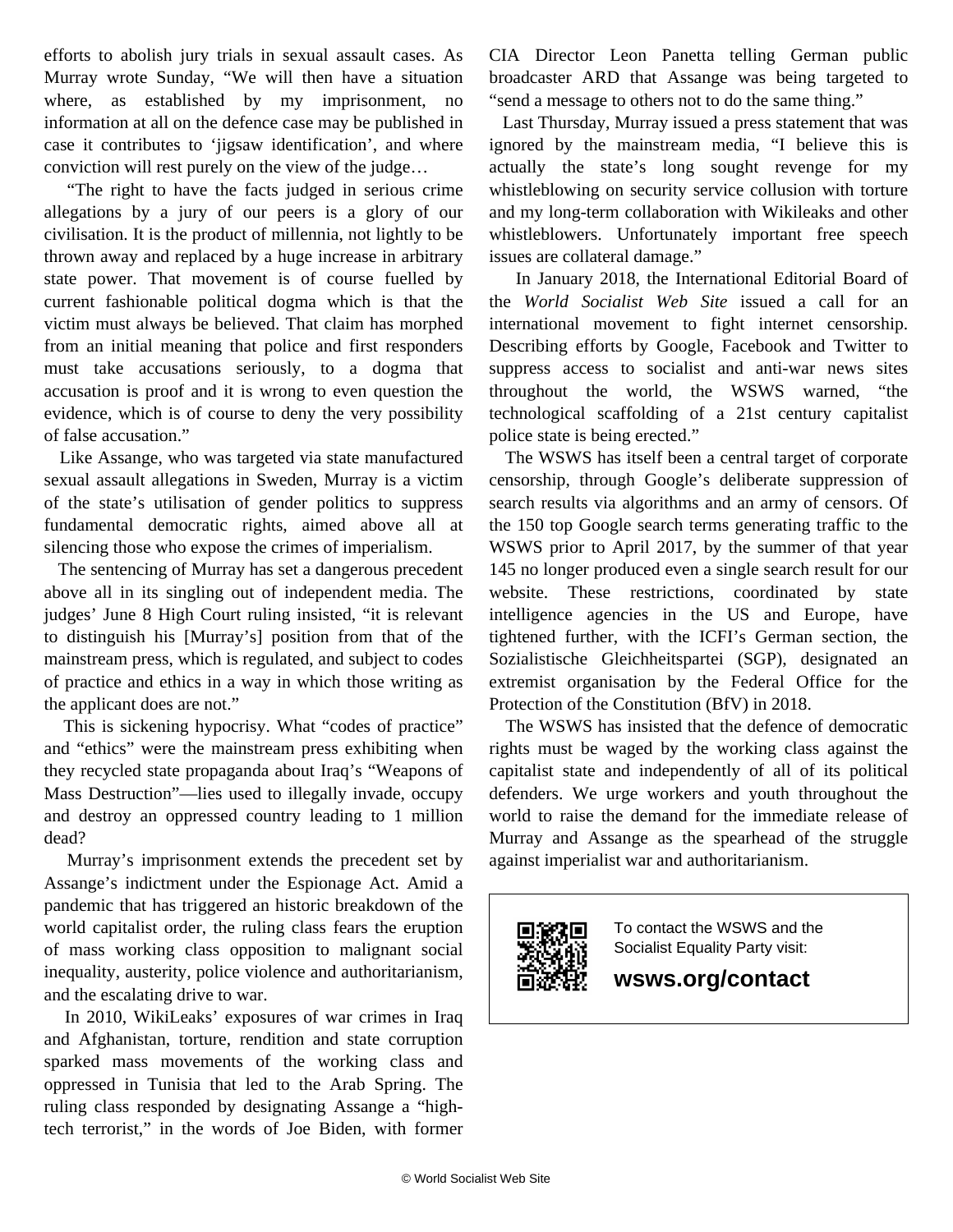efforts to abolish jury trials in sexual assault cases. As Murray wrote Sunday, "We will then have a situation where, as established by my imprisonment, no information at all on the defence case may be published in case it contributes to 'jigsaw identification', and where conviction will rest purely on the view of the judge…

"The right to have the facts judged in serious crime allegations by a jury of our peers is a glory of our civilisation. It is the product of millennia, not lightly to be thrown away and replaced by a huge increase in arbitrary state power. That movement is of course fuelled by current fashionable political dogma which is that the victim must always be believed. That claim has morphed from an initial meaning that police and first responders must take accusations seriously, to a dogma that accusation is proof and it is wrong to even question the evidence, which is of course to deny the very possibility of false accusation."

Like Assange, who was targeted via state manufactured sexual assault allegations in Sweden, Murray is a victim of the state's utilisation of gender politics to suppress fundamental democratic rights, aimed above all at silencing those who expose the crimes of imperialism.

The sentencing of Murray has set a dangerous precedent above all in its singling out of independent media. The judges' June 8 High Court ruling insisted, "it is relevant to distinguish his [Murray's] position from that of the mainstream press, which is regulated, and subject to codes of practice and ethics in a way in which those writing as the applicant does are not."

This is sickening hypocrisy. What "codes of practice" and "ethics" were the mainstream press exhibiting when they recycled state propaganda about Iraq's "Weapons of Mass Destruction"—lies used to illegally invade, occupy and destroy an oppressed country leading to 1 million dead?

Murray's imprisonment extends the precedent set by Assange's indictment under the Espionage Act. Amid a pandemic that has triggered an historic breakdown of the world capitalist order, the ruling class fears the eruption of mass working class opposition to malignant social inequality, austerity, police violence and authoritarianism, and the escalating drive to war.

In 2010, WikiLeaks' exposures of war crimes in Iraq and Afghanistan, torture, rendition and state corruption sparked mass movements of the working class and oppressed in Tunisia that led to the Arab Spring. The ruling class responded by designating Assange a "high-tech terrorist," in the words of Joe Biden, with former CIA Director Leon Panetta telling German public broadcaster ARD that Assange was being targeted to "send a message to others not to do the same thing."

Last Thursday, Murray issued a press statement that was ignored by the mainstream media, "I believe this is actually the state's long sought revenge for my whistleblowing on security service collusion with torture and my long-term collaboration with Wikileaks and other whistleblowers. Unfortunately important free speech issues are collateral damage."

In January 2018, the International Editorial Board of the *World Socialist Web Site* issued a call for an international movement to fight internet censorship. Describing efforts by Google, Facebook and Twitter to suppress access to socialist and anti-war news sites throughout the world, the WSWS warned, "the technological scaffolding of a 21st century capitalist police state is being erected."

The WSWS has itself been a central target of corporate censorship, through Google's deliberate suppression of search results via algorithms and an army of censors. Of the 150 top Google search terms generating traffic to the WSWS prior to April 2017, by the summer of that year 145 no longer produced even a single search result for our website. These restrictions, coordinated by state intelligence agencies in the US and Europe, have tightened further, with the ICFI's German section, the Sozialistische Gleichheitspartei (SGP), designated an extremist organisation by the Federal Office for the Protection of the Constitution (BfV) in 2018.

The WSWS has insisted that the defence of democratic rights must be waged by the working class against the capitalist state and independently of all of its political defenders. We urge workers and youth throughout the world to raise the demand for the immediate release of Murray and Assange as the spearhead of the struggle against imperialist war and authoritarianism.

To contact the WSWS and the Socialist Equality Party visit:

**wsws.org/contact**